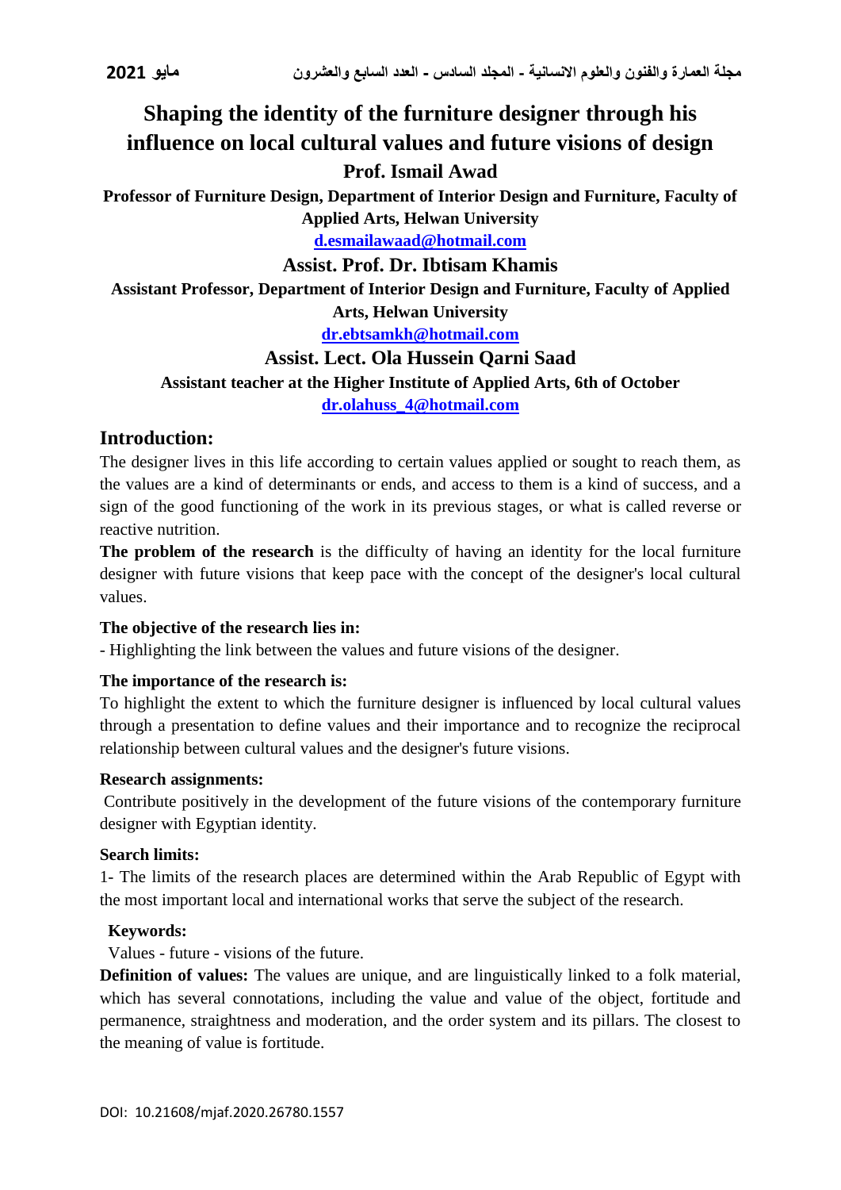# Shaping the identity of the furniture designer through his influence on local cultural values and future visions of design

**Prof. Ismail Awad**

**Professor of Furniture Design, Department of Interior Design and Furniture, Faculty of Applied Arts, Helwan University**

**d.esmailawaad@hotmail.com**

**Assist. Prof. Dr. Ibtisam Khamis**

**Assistant Professor, Department of Interior Design and Furniture, Faculty of Applied Arts, Helwan University**

**dr.ebtsamkh@hotmail.com**

**Assist. Lect. Ola Hussein Qarni Saad**

**Assistant teacher at the Higher Institute of Applied Arts, 6th of October**

**dr.olahuss_4@hotmail.com**

## Introduction:

The designer lives in this life according to certain values applied or sought to reach them, as the values are a kind of determinants or ends, and access to them is a kind of success, and a sign of the good functioning of the work in its previous stages, or what is called reverse or reactive nutrition.

**The problem of the research** is the difficulty of having an identity for the local furniture designer with future visions that keep pace with the concept of the designer's local cultural values.

**The objective of the research lies in:**

- Highlighting the link between the values and future visions of the designer.

**The importance of the research is:**

To highlight the extent to which the furniture designer is influenced by local cultural values through a presentation to define values and their importance and to recognize the reciprocal relationship between cultural values and the designer's future visions.

**Research assignments:**

Contribute positively in the development of the future visions of the contemporary furniture designer with Egyptian identity.

**Search limits:**

1- The limits of the research places are determined within the Arab Republic of Egypt with the most important local and international works that serve the subject of the research.

**Keywords:**

Values - future - visions of the future.

**Definition of values:** The values are unique, and are linguistically linked to a folk material, which has several connotations, including the value and value of the object, fortitude and permanence, straightness and moderation, and the order system and its pillars. The closest to the meaning of value is fortitude.

DOI: 10.21608/mjaf.2020.26780.1557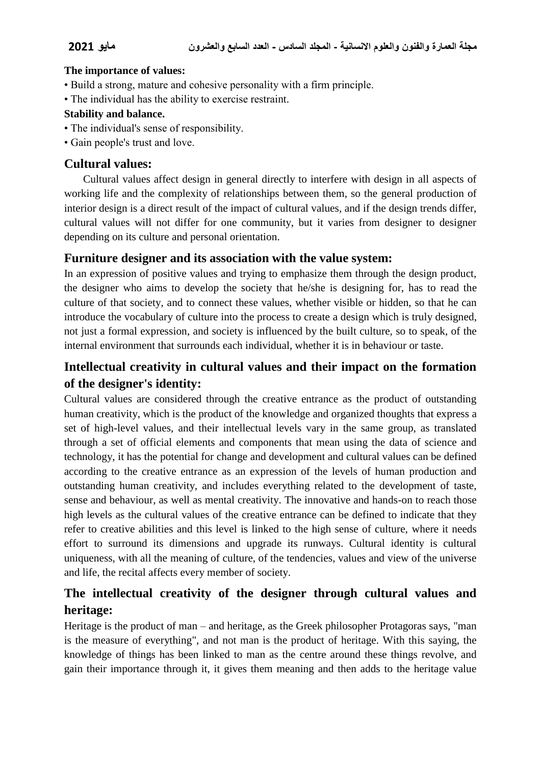**The importance of values:**

- Build a strong, mature and cohesive personality with a firm principle.
- The individual has the ability to exercise restraint.

**Stability and balance.**

- The individual's sense of responsibility.
- Gain people's trust and love.

## Cultural values:

Cultural values affect design in general directly to interfere with design in all aspects of working life and the complexity of relationships between them, so the general production of interior design is a direct result of the impact of cultural values, and if the design trends differ, cultural values will not differ for one community, but it varies from designer to designer depending on its culture and personal orientation.

## Furniture designer and its association with the value system:

In an expression of positive values and trying to emphasize them through the design product, the designer who aims to develop the society that he/she is designing for, has to read the culture of that society, and to connect these values, whether visible or hidden, so that he can introduce the vocabulary of culture into the process to create a design which is truly designed, not just a formal expression, and society is influenced by the built culture, so to speak, of the internal environment that surrounds each individual, whether it is in behaviour or taste.

## Intellectual creativity in cultural values and their impact on the formation of the designer's identity:

Cultural values are considered through the creative entrance as the product of outstanding human creativity, which is the product of the knowledge and organized thoughts that express a set of high-level values, and their intellectual levels vary in the same group, as translated through a set of official elements and components that mean using the data of science and technology, it has the potential for change and development and cultural values can be defined according to the creative entrance as an expression of the levels of human production and outstanding human creativity, and includes everything related to the development of taste, sense and behaviour, as well as mental creativity. The innovative and hands-on to reach those high levels as the cultural values of the creative entrance can be defined to indicate that they refer to creative abilities and this level is linked to the high sense of culture, where it needs effort to surround its dimensions and upgrade its runways. Cultural identity is cultural uniqueness, with all the meaning of culture, of the tendencies, values and view of the universe and life, the recital affects every member of society.

## The intellectual creativity of the designer through cultural values and heritage:

Heritage is the product of man – and heritage, as the Greek philosopher Protagoras says, "man is the measure of everything", and not man is the product of heritage. With this saying, the knowledge of things has been linked to man as the centre around these things revolve, and gain their importance through it, it gives them meaning and then adds to the heritage value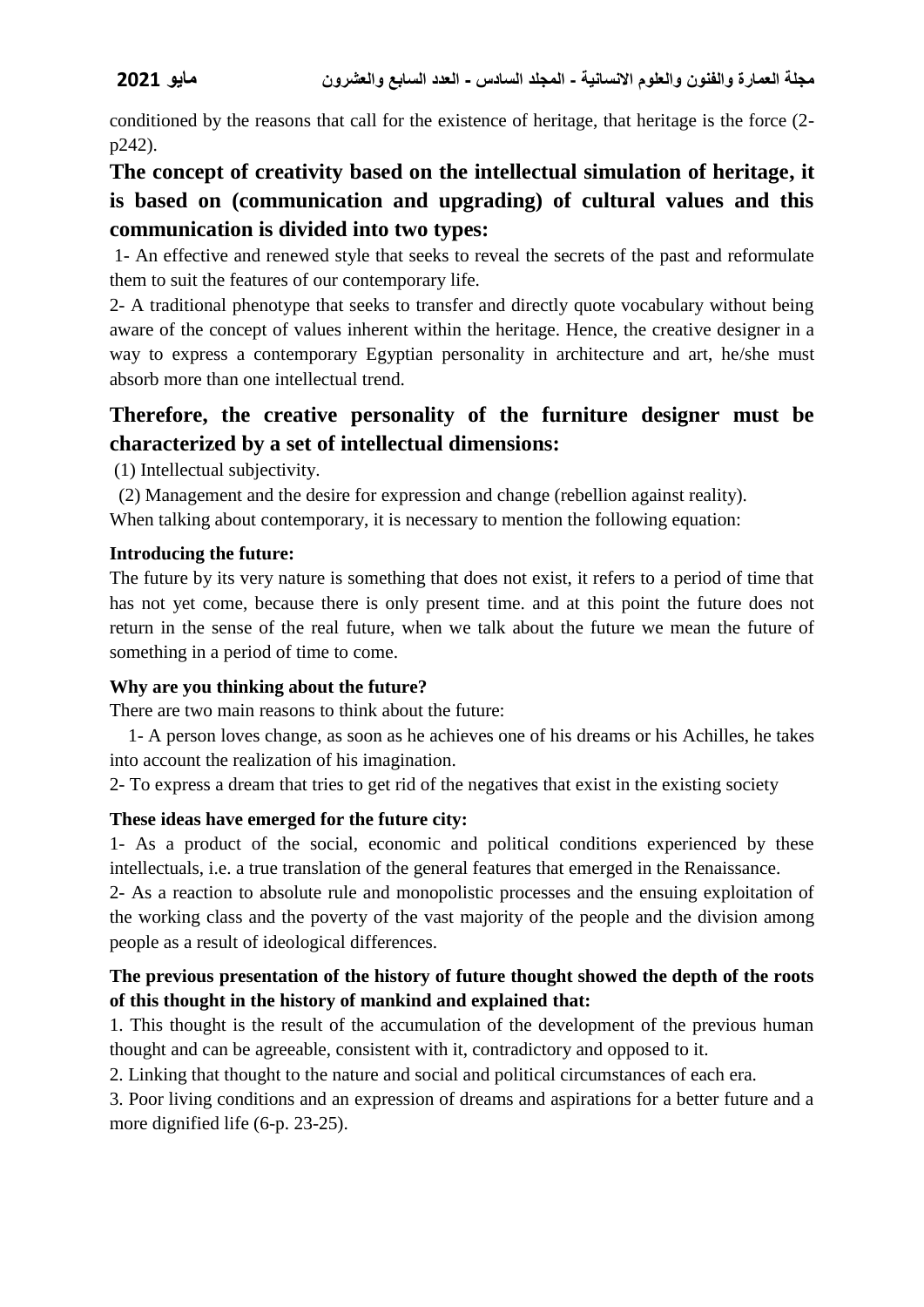conditioned by the reasons that call for the existence of heritage, that heritage is the force (2-p242).

## The concept of creativity based on the intellectual simulation of heritage, it is based on (communication and upgrading) of cultural values and this communication is divided into two types:

1- An effective and renewed style that seeks to reveal the secrets of the past and reformulate them to suit the features of our contemporary life.

2- A traditional phenotype that seeks to transfer and directly quote vocabulary without being aware of the concept of values inherent within the heritage. Hence, the creative designer in a way to express a contemporary Egyptian personality in architecture and art, he/she must absorb more than one intellectual trend.

## Therefore, the creative personality of the furniture designer must be characterized by a set of intellectual dimensions:

(1) Intellectual subjectivity.

(2) Management and the desire for expression and change (rebellion against reality).

When talking about contemporary, it is necessary to mention the following equation:

**Introducing the future:**

The future by its very nature is something that does not exist, it refers to a period of time that has not yet come, because there is only present time. and at this point the future does not return in the sense of the real future, when we talk about the future we mean the future of something in a period of time to come.

**Why are you thinking about the future?**

There are two main reasons to think about the future:

1- A person loves change, as soon as he achieves one of his dreams or his Achilles, he takes into account the realization of his imagination.

2- To express a dream that tries to get rid of the negatives that exist in the existing society

**These ideas have emerged for the future city:**

1- As a product of the social, economic and political conditions experienced by these intellectuals, i.e. a true translation of the general features that emerged in the Renaissance.

2- As a reaction to absolute rule and monopolistic processes and the ensuing exploitation of the working class and the poverty of the vast majority of the people and the division among people as a result of ideological differences.

**The previous presentation of the history of future thought showed the depth of the roots of this thought in the history of mankind and explained that:**

1. This thought is the result of the accumulation of the development of the previous human thought and can be agreeable, consistent with it, contradictory and opposed to it.
2. Linking that thought to the nature and social and political circumstances of each era.
3. Poor living conditions and an expression of dreams and aspirations for a better future and a more dignified life (6-p. 23-25).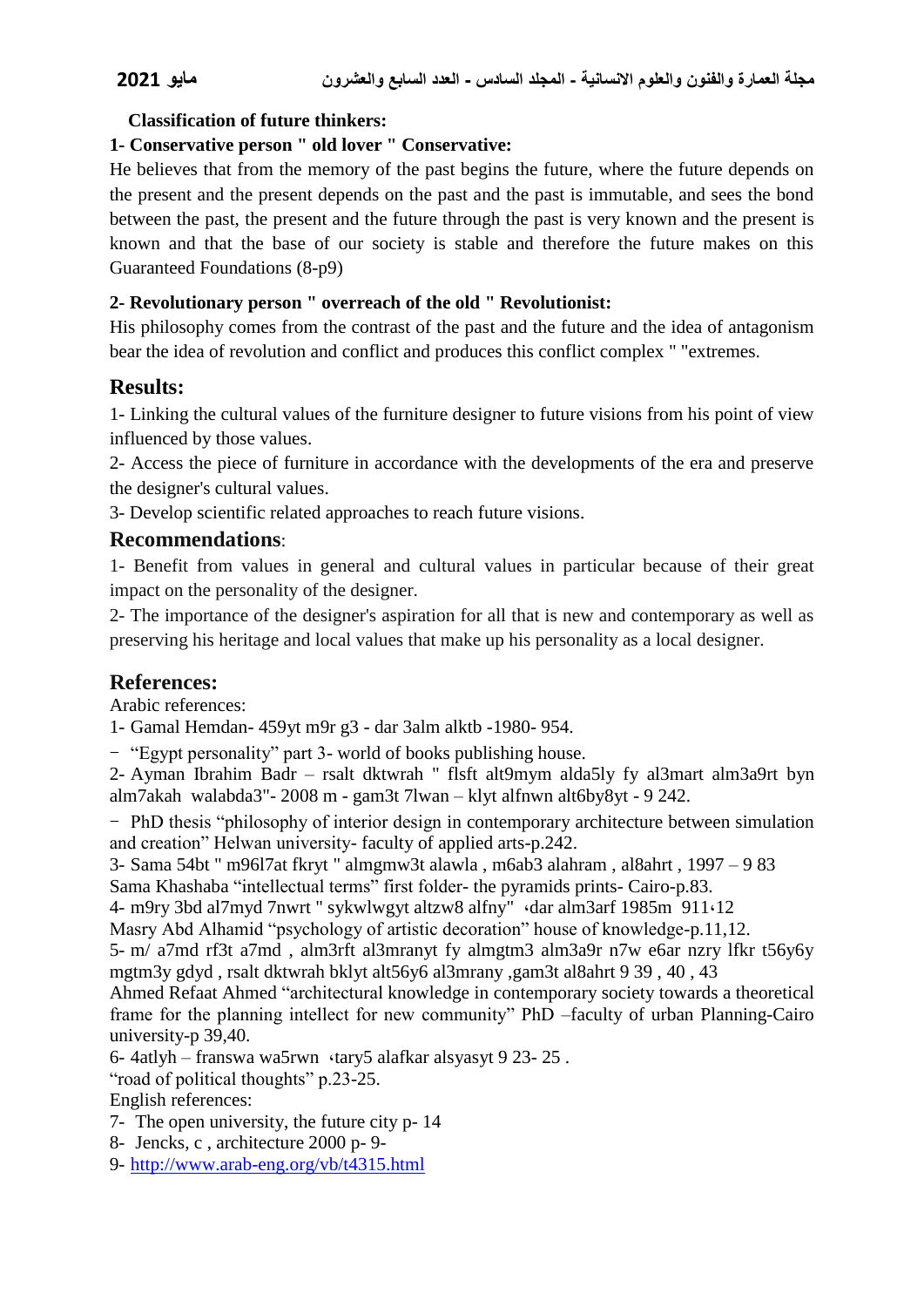**Classification of future thinkers:**

**1- Conservative person " old lover " Conservative:**

He believes that from the memory of the past begins the future, where the future depends on the present and the present depends on the past and the past is immutable, and sees the bond between the past, the present and the future through the past is very known and the present is known and that the base of our society is stable and therefore the future makes on this Guaranteed Foundations (8-p9)

**2- Revolutionary person " overreach of the old " Revolutionist:**

His philosophy comes from the contrast of the past and the future and the idea of antagonism bear the idea of revolution and conflict and produces this conflict complex " "extremes.

## Results:

1- Linking the cultural values of the furniture designer to future visions from his point of view influenced by those values.

2- Access the piece of furniture in accordance with the developments of the era and preserve the designer's cultural values.

3- Develop scientific related approaches to reach future visions.

## Recommendations:

1- Benefit from values in general and cultural values in particular because of their great impact on the personality of the designer.

2- The importance of the designer's aspiration for all that is new and contemporary as well as preserving his heritage and local values that make up his personality as a local designer.

## References:

Arabic references:

1- Gamal Hemdan- 459yt m9r g3 - dar 3alm alktb -1980- 954.

- “Egypt personality” part 3- world of books publishing house.

2- Ayman Ibrahim Badr – rsalt dktwrah " flsft alt9mym alda5ly fy al3mart alm3a9rt byn alm7akah walabda3"- 2008 m - gam3t 7lwan – klyt alfnwn alt6by8yt - 9 242.

- PhD thesis “philosophy of interior design in contemporary architecture between simulation and creation” Helwan university- faculty of applied arts-p.242.

3- Sama 54bt " m96l7at fkryt " almgmw3t alawla , m6ab3 alahram , al8ahrt , 1997 – 9 83

Sama Khashaba “intellectual terms” first folder- the pyramids prints- Cairo-p.83.

4- m9ry 3bd al7myd 7nwrt " sykwlwgyt altzw8 alfny" ،dar alm3arf 1985m 911،12

Masry Abd Alhamid “psychology of artistic decoration” house of knowledge-p.11,12.

5- m/ a7md rf3t a7md , alm3rft al3mranyt fy almgtm3 alm3a9r n7w e6ar nzry lfkr t56y6y mgtm3y gdyd , rsalt dktwrah bklyt alt56y6 al3mrany ,gam3t al8ahrt 9 39 , 40 , 43

Ahmed Refaat Ahmed “architectural knowledge in contemporary society towards a theoretical frame for the planning intellect for new community” PhD –faculty of urban Planning-Cairo university-p 39,40.

6- 4atlyh – franswa wa5rwn ،tary5 alafkar alsyasyt 9 23- 25 .

“road of political thoughts” p.23-25.

English references:

7- The open university, the future city p- 14

8- Jencks, c , architecture 2000 p- 9-

9- http://www.arab-eng.org/vb/t4315.html